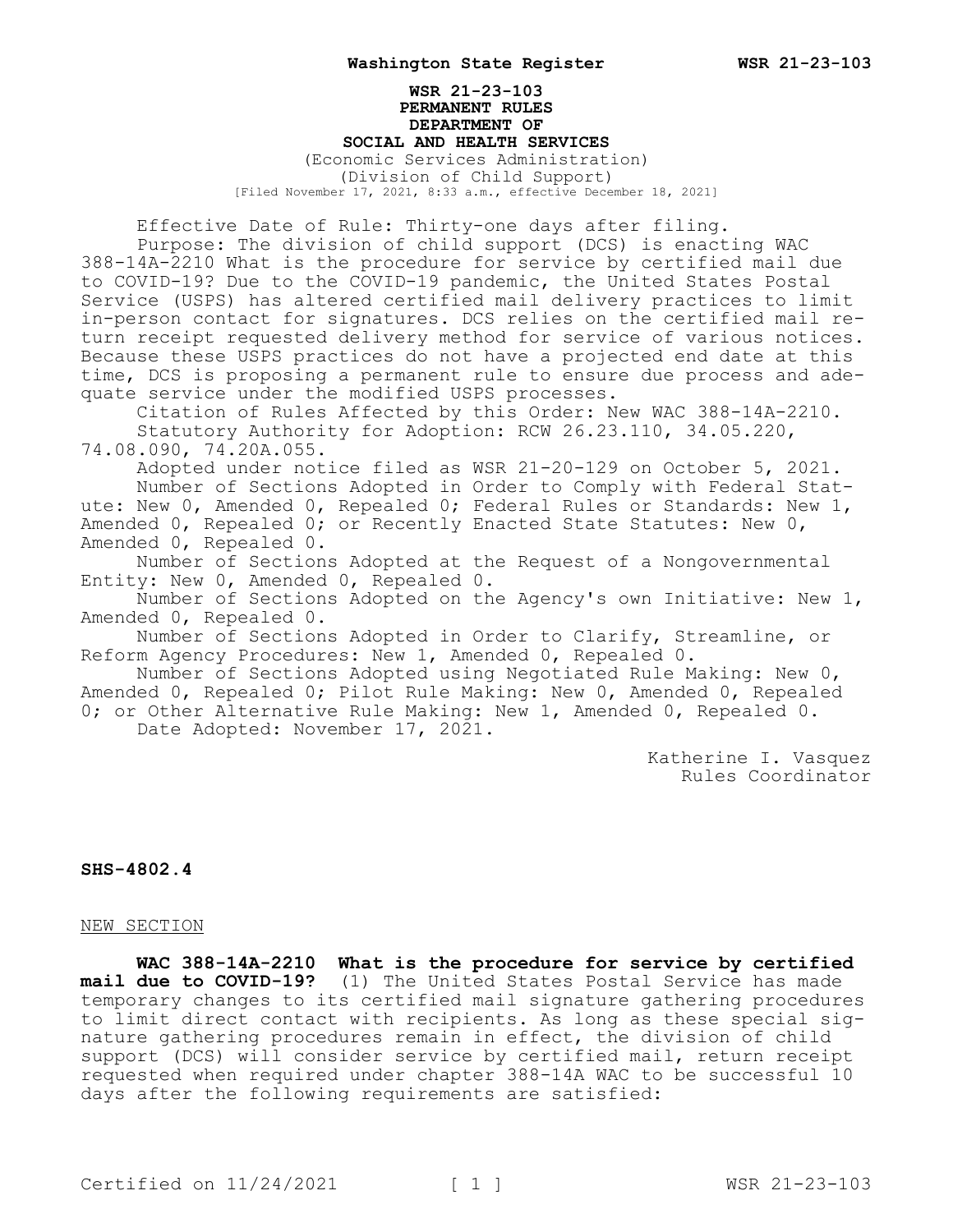**WSR 21-23-103**
**PERMANENT RULES**
**DEPARTMENT OF**
**SOCIAL AND HEALTH SERVICES**

(Economic Services Administration)
(Division of Child Support)
[Filed November 17, 2021, 8:33 a.m., effective December 18, 2021]

Effective Date of Rule: Thirty-one days after filing.

Purpose: The division of child support (DCS) is enacting WAC 388-14A-2210 What is the procedure for service by certified mail due to COVID-19? Due to the COVID-19 pandemic, the United States Postal Service (USPS) has altered certified mail delivery practices to limit in-person contact for signatures. DCS relies on the certified mail return receipt requested delivery method for service of various notices. Because these USPS practices do not have a projected end date at this time, DCS is proposing a permanent rule to ensure due process and adequate service under the modified USPS processes.

Citation of Rules Affected by this Order: New WAC 388-14A-2210.

Statutory Authority for Adoption: RCW 26.23.110, 34.05.220, 74.08.090, 74.20A.055.

Adopted under notice filed as WSR 21-20-129 on October 5, 2021.

Number of Sections Adopted in Order to Comply with Federal Statute: New 0, Amended 0, Repealed 0; Federal Rules or Standards: New 1, Amended 0, Repealed 0; or Recently Enacted State Statutes: New 0, Amended 0, Repealed 0.

Number of Sections Adopted at the Request of a Nongovernmental Entity: New 0, Amended 0, Repealed 0.

Number of Sections Adopted on the Agency's own Initiative: New 1, Amended 0, Repealed 0.

Number of Sections Adopted in Order to Clarify, Streamline, or Reform Agency Procedures: New 1, Amended 0, Repealed 0.

Number of Sections Adopted using Negotiated Rule Making: New 0, Amended 0, Repealed 0; Pilot Rule Making: New 0, Amended 0, Repealed 0; or Other Alternative Rule Making: New 1, Amended 0, Repealed 0.

Date Adopted: November 17, 2021.

Katherine I. Vasquez
Rules Coordinator

**SHS-4802.4**

NEW SECTION

**WAC 388-14A-2210 What is the procedure for service by certified mail due to COVID-19?** (1) The United States Postal Service has made temporary changes to its certified mail signature gathering procedures to limit direct contact with recipients. As long as these special signature gathering procedures remain in effect, the division of child support (DCS) will consider service by certified mail, return receipt requested when required under chapter 388-14A WAC to be successful 10 days after the following requirements are satisfied: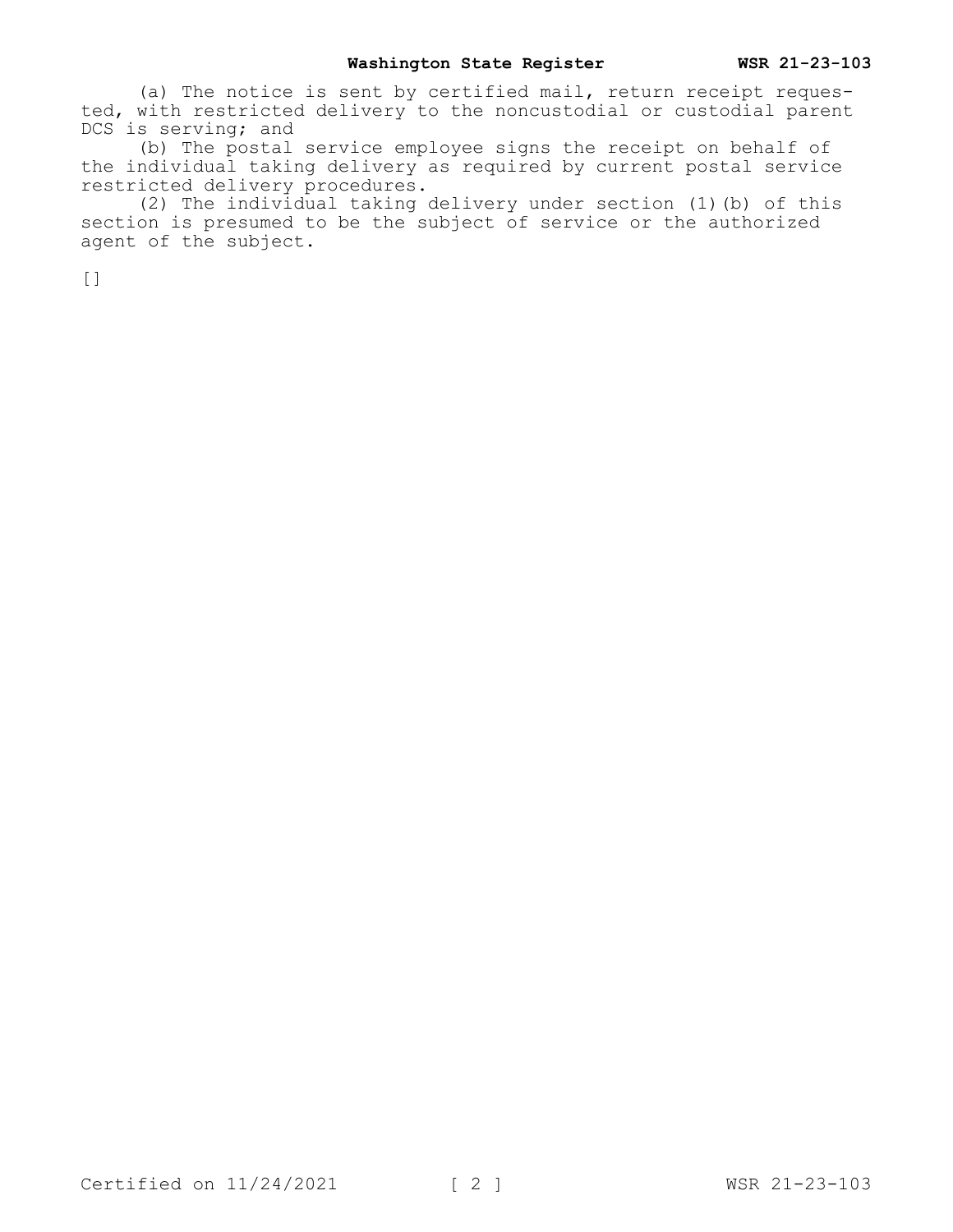(a) The notice is sent by certified mail, return receipt requested, with restricted delivery to the noncustodial or custodial parent DCS is serving; and

(b) The postal service employee signs the receipt on behalf of the individual taking delivery as required by current postal service restricted delivery procedures.

(2) The individual taking delivery under section (1)(b) of this section is presumed to be the subject of service or the authorized agent of the subject.

[]